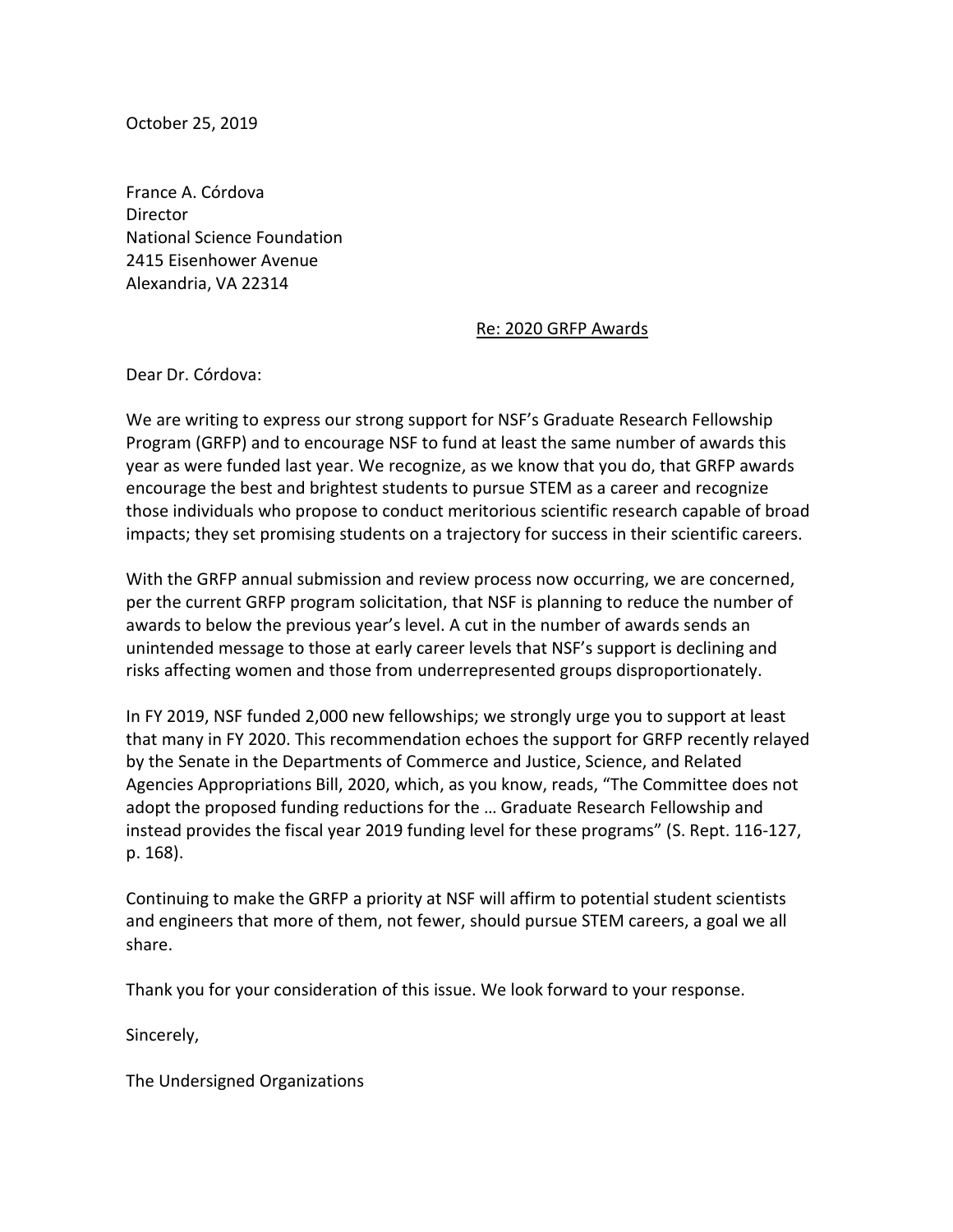October 25, 2019

France A. Córdova
Director
National Science Foundation
2415 Eisenhower Avenue
Alexandria, VA 22314

Re: 2020 GRFP Awards

Dear Dr. Córdova:

We are writing to express our strong support for NSF's Graduate Research Fellowship Program (GRFP) and to encourage NSF to fund at least the same number of awards this year as were funded last year. We recognize, as we know that you do, that GRFP awards encourage the best and brightest students to pursue STEM as a career and recognize those individuals who propose to conduct meritorious scientific research capable of broad impacts; they set promising students on a trajectory for success in their scientific careers.

With the GRFP annual submission and review process now occurring, we are concerned, per the current GRFP program solicitation, that NSF is planning to reduce the number of awards to below the previous year's level. A cut in the number of awards sends an unintended message to those at early career levels that NSF's support is declining and risks affecting women and those from underrepresented groups disproportionately.

In FY 2019, NSF funded 2,000 new fellowships; we strongly urge you to support at least that many in FY 2020. This recommendation echoes the support for GRFP recently relayed by the Senate in the Departments of Commerce and Justice, Science, and Related Agencies Appropriations Bill, 2020, which, as you know, reads, "The Committee does not adopt the proposed funding reductions for the … Graduate Research Fellowship and instead provides the fiscal year 2019 funding level for these programs" (S. Rept. 116-127, p. 168).

Continuing to make the GRFP a priority at NSF will affirm to potential student scientists and engineers that more of them, not fewer, should pursue STEM careers, a goal we all share.

Thank you for your consideration of this issue. We look forward to your response.

Sincerely,

The Undersigned Organizations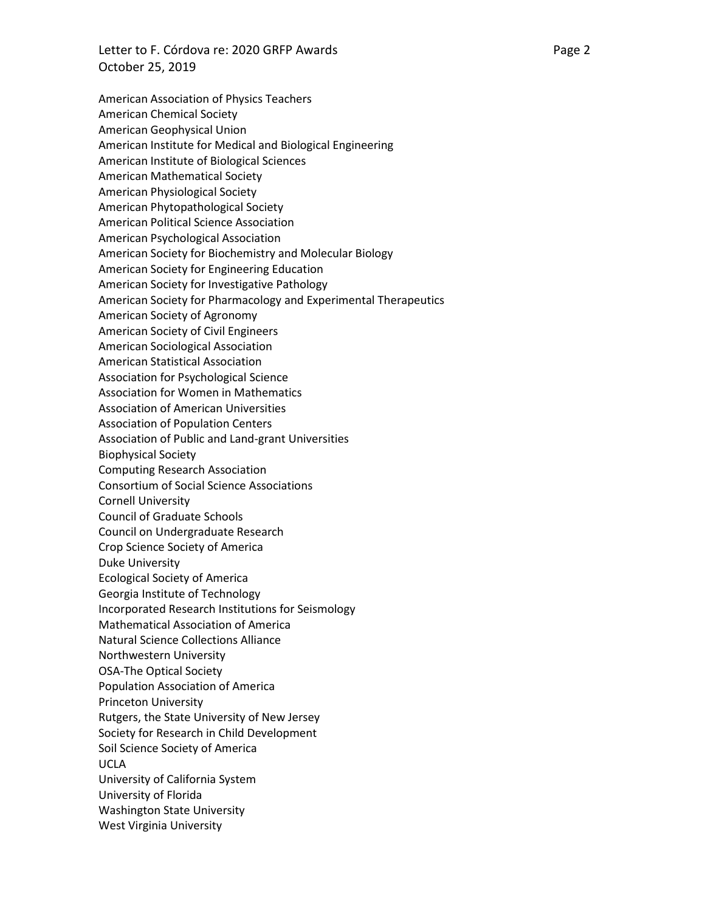American Association of Physics Teachers
American Chemical Society
American Geophysical Union
American Institute for Medical and Biological Engineering
American Institute of Biological Sciences
American Mathematical Society
American Physiological Society
American Phytopathological Society
American Political Science Association
American Psychological Association
American Society for Biochemistry and Molecular Biology
American Society for Engineering Education
American Society for Investigative Pathology
American Society for Pharmacology and Experimental Therapeutics
American Society of Agronomy
American Society of Civil Engineers
American Sociological Association
American Statistical Association
Association for Psychological Science
Association for Women in Mathematics
Association of American Universities
Association of Population Centers
Association of Public and Land-grant Universities
Biophysical Society
Computing Research Association
Consortium of Social Science Associations
Cornell University
Council of Graduate Schools
Council on Undergraduate Research
Crop Science Society of America
Duke University
Ecological Society of America
Georgia Institute of Technology
Incorporated Research Institutions for Seismology
Mathematical Association of America
Natural Science Collections Alliance
Northwestern University
OSA-The Optical Society
Population Association of America
Princeton University
Rutgers, the State University of New Jersey
Society for Research in Child Development
Soil Science Society of America
UCLA
University of California System
University of Florida
Washington State University
West Virginia University